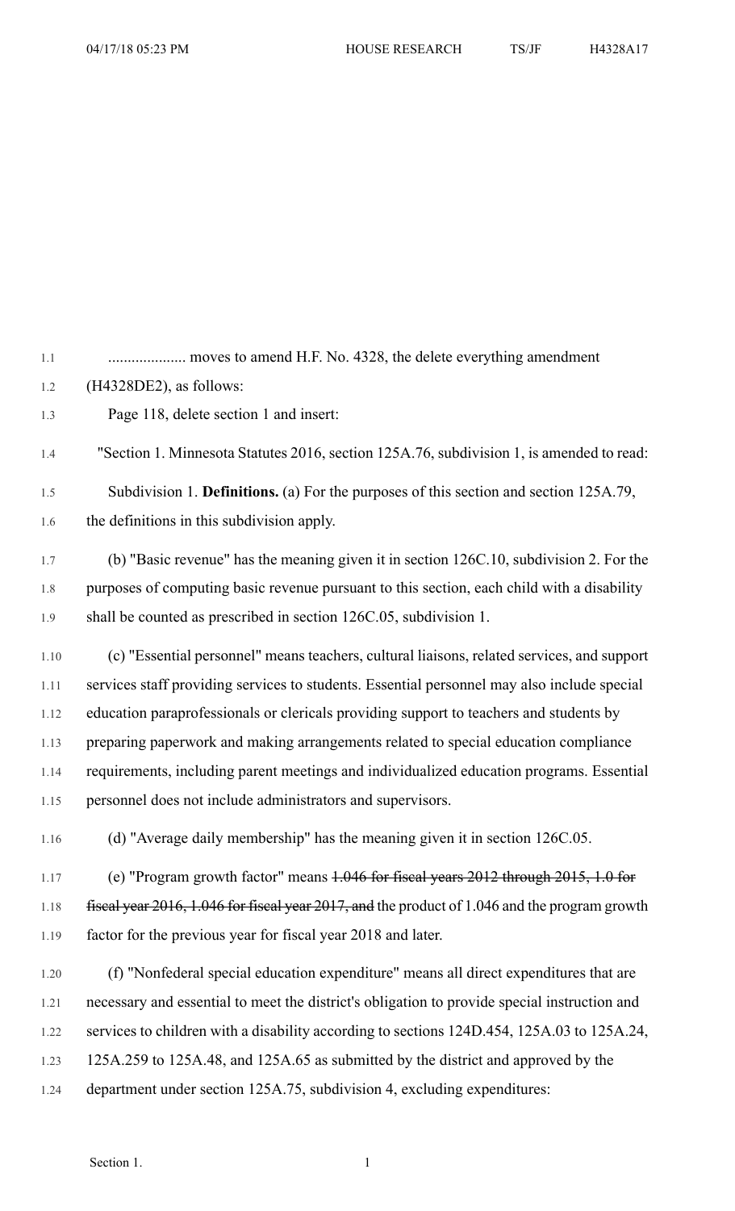.................... moves to amend H.F. No. 4328, the delete everything amendment (H4328DE2), as follows:

Page 118, delete section 1 and insert:

"Section 1. Minnesota Statutes 2016, section 125A.76, subdivision 1, is amended to read:

Subdivision 1. **Definitions.** (a) For the purposes of this section and section 125A.79, the definitions in this subdivision apply.

(b) "Basic revenue" has the meaning given it in section 126C.10, subdivision 2. For the purposes of computing basic revenue pursuant to this section, each child with a disability shall be counted as prescribed in section 126C.05, subdivision 1.

(c) "Essential personnel" means teachers, cultural liaisons, related services, and support services staff providing services to students. Essential personnel may also include special education paraprofessionals or clericals providing support to teachers and students by preparing paperwork and making arrangements related to special education compliance requirements, including parent meetings and individualized education programs. Essential personnel does not include administrators and supervisors.

(d) "Average daily membership" has the meaning given it in section 126C.05.

(e) "Program growth factor" means ~~1.046 for fiscal years 2012 through 2015, 1.0 for fiscal year 2016, 1.046 for fiscal year 2017, and~~ the product of 1.046 and the program growth factor for the previous year for fiscal year 2018 and later.

(f) "Nonfederal special education expenditure" means all direct expenditures that are necessary and essential to meet the district's obligation to provide special instruction and services to children with a disability according to sections 124D.454, 125A.03 to 125A.24, 125A.259 to 125A.48, and 125A.65 as submitted by the district and approved by the department under section 125A.75, subdivision 4, excluding expenditures: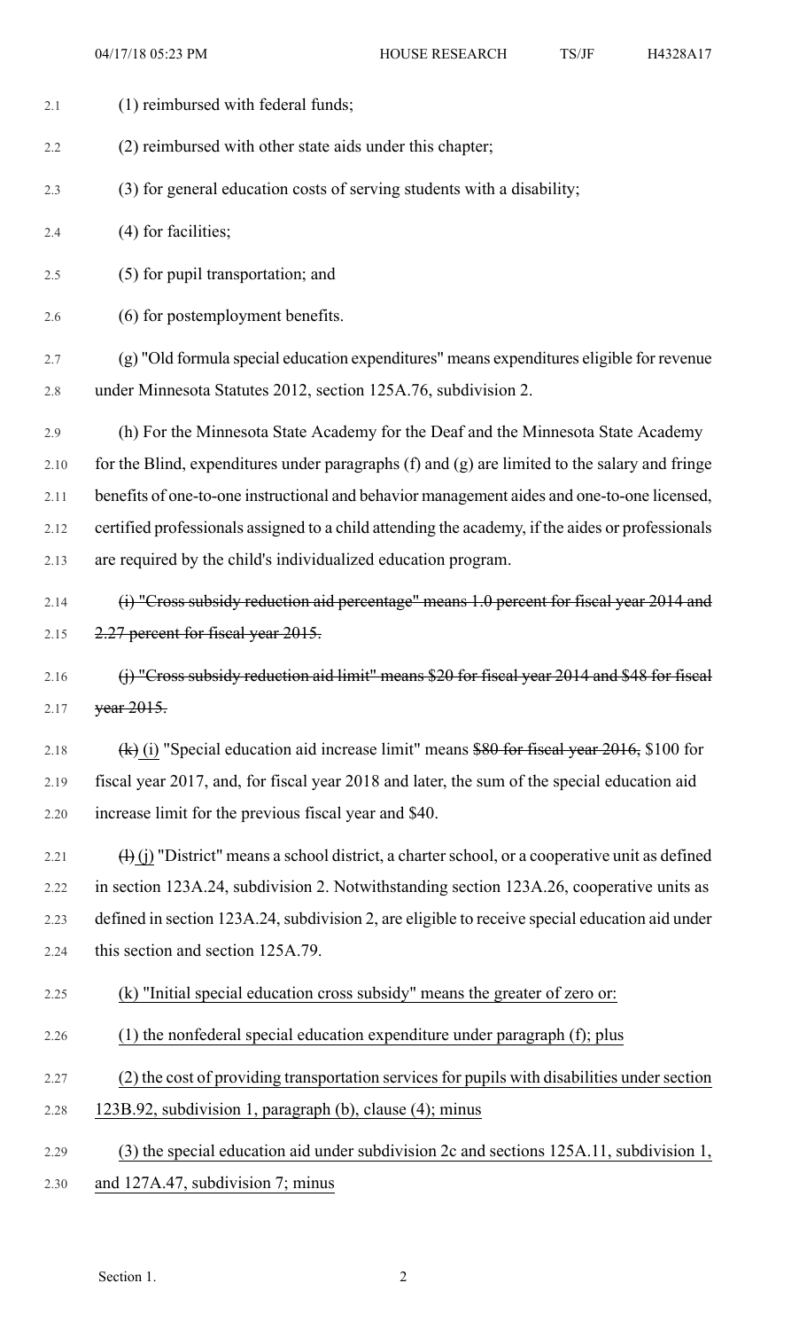(1) reimbursed with federal funds;

(2) reimbursed with other state aids under this chapter;

(3) for general education costs of serving students with a disability;

(4) for facilities;

(5) for pupil transportation; and

(6) for postemployment benefits.

(g) "Old formula special education expenditures" means expenditures eligible for revenue under Minnesota Statutes 2012, section 125A.76, subdivision 2.

(h) For the Minnesota State Academy for the Deaf and the Minnesota State Academy for the Blind, expenditures under paragraphs (f) and (g) are limited to the salary and fringe benefits of one-to-one instructional and behavior management aides and one-to-one licensed, certified professionals assigned to a child attending the academy, if the aides or professionals are required by the child's individualized education program.

~~(i) "Cross subsidy reduction aid percentage" means 1.0 percent for fiscal year 2014 and 2.27 percent for fiscal year 2015.~~

~~(j) "Cross subsidy reduction aid limit" means $20 for fiscal year 2014 and $48 for fiscal year 2015.~~

~~(k)~~ (i) "Special education aid increase limit" means ~~$80 for fiscal year 2016,~~ $100 for fiscal year 2017, and, for fiscal year 2018 and later, the sum of the special education aid increase limit for the previous fiscal year and $40.

~~(l)~~ (j) "District" means a school district, a charter school, or a cooperative unit as defined in section 123A.24, subdivision 2. Notwithstanding section 123A.26, cooperative units as defined in section 123A.24, subdivision 2, are eligible to receive special education aid under this section and section 125A.79.

<u>(k) "Initial special education cross subsidy" means the greater of zero or:</u>

<u>(1) the nonfederal special education expenditure under paragraph (f); plus</u>

<u>(2) the cost of providing transportation services for pupils with disabilities under section 123B.92, subdivision 1, paragraph (b), clause (4); minus</u>

<u>(3) the special education aid under subdivision 2c and sections 125A.11, subdivision 1, and 127A.47, subdivision 7; minus</u>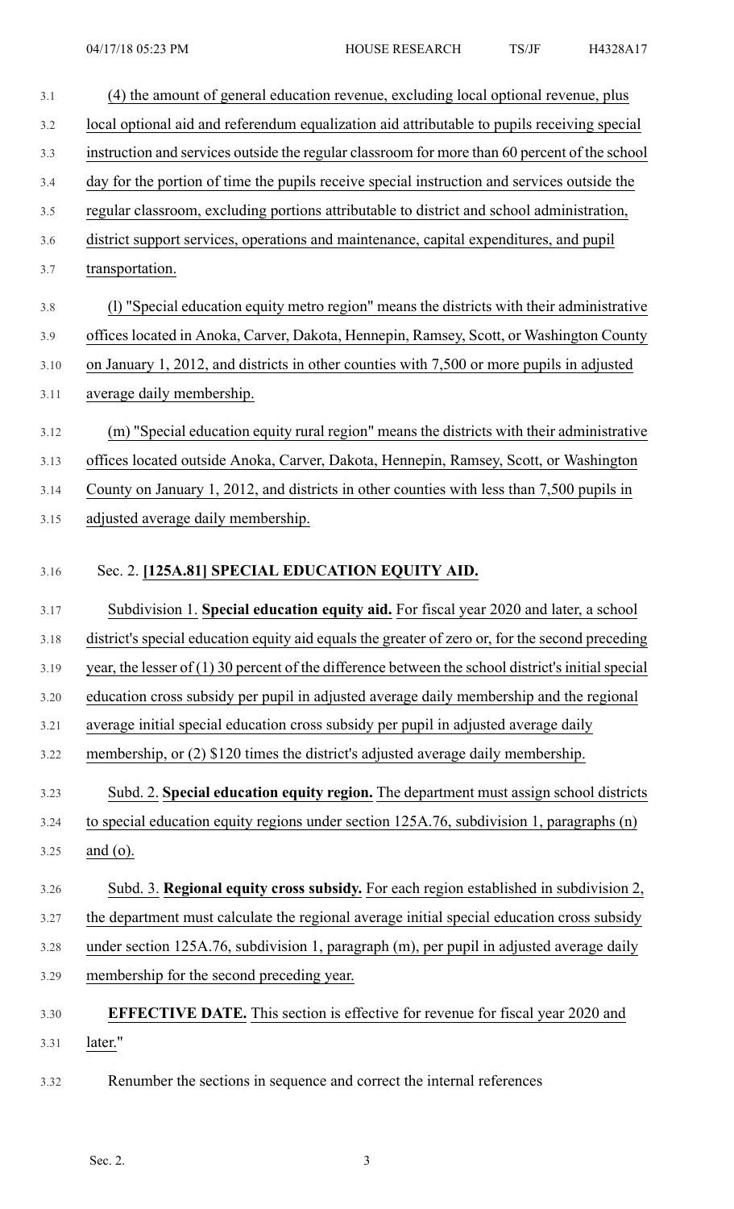(4) the amount of general education revenue, excluding local optional revenue, plus local optional aid and referendum equalization aid attributable to pupils receiving special instruction and services outside the regular classroom for more than 60 percent of the school day for the portion of time the pupils receive special instruction and services outside the regular classroom, excluding portions attributable to district and school administration, district support services, operations and maintenance, capital expenditures, and pupil transportation.

(l) "Special education equity metro region" means the districts with their administrative offices located in Anoka, Carver, Dakota, Hennepin, Ramsey, Scott, or Washington County on January 1, 2012, and districts in other counties with 7,500 or more pupils in adjusted average daily membership.

(m) "Special education equity rural region" means the districts with their administrative offices located outside Anoka, Carver, Dakota, Hennepin, Ramsey, Scott, or Washington County on January 1, 2012, and districts in other counties with less than 7,500 pupils in adjusted average daily membership.

Sec. 2. **[125A.81] SPECIAL EDUCATION EQUITY AID.**

Subdivision 1. **Special education equity aid.** For fiscal year 2020 and later, a school district's special education equity aid equals the greater of zero or, for the second preceding year, the lesser of (1) 30 percent of the difference between the school district's initial special education cross subsidy per pupil in adjusted average daily membership and the regional average initial special education cross subsidy per pupil in adjusted average daily membership, or (2) $120 times the district's adjusted average daily membership.

Subd. 2. **Special education equity region.** The department must assign school districts to special education equity regions under section 125A.76, subdivision 1, paragraphs (n) and (o).

Subd. 3. **Regional equity cross subsidy.** For each region established in subdivision 2, the department must calculate the regional average initial special education cross subsidy under section 125A.76, subdivision 1, paragraph (m), per pupil in adjusted average daily membership for the second preceding year.

**EFFECTIVE DATE.** This section is effective for revenue for fiscal year 2020 and later."

Renumber the sections in sequence and correct the internal references